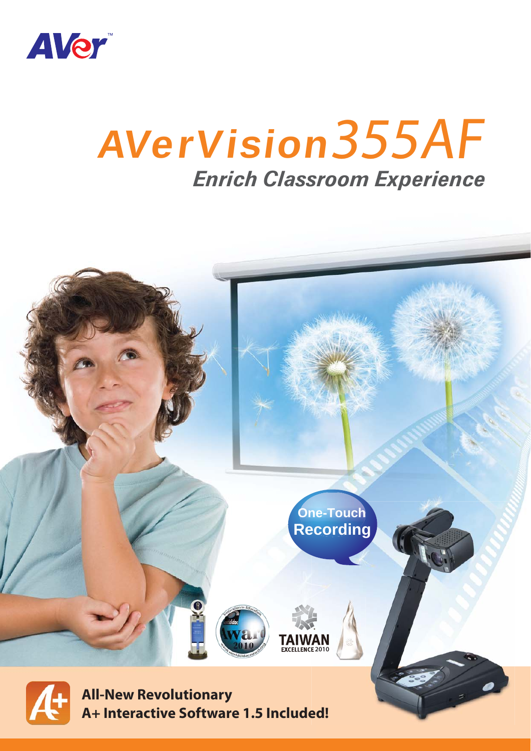AVer

# AVerVision355AF

## *Enrich Classroom Experience*

One-Touch Recording

**All-New Revolutionary A+ Interactive Software 1.5 Included!**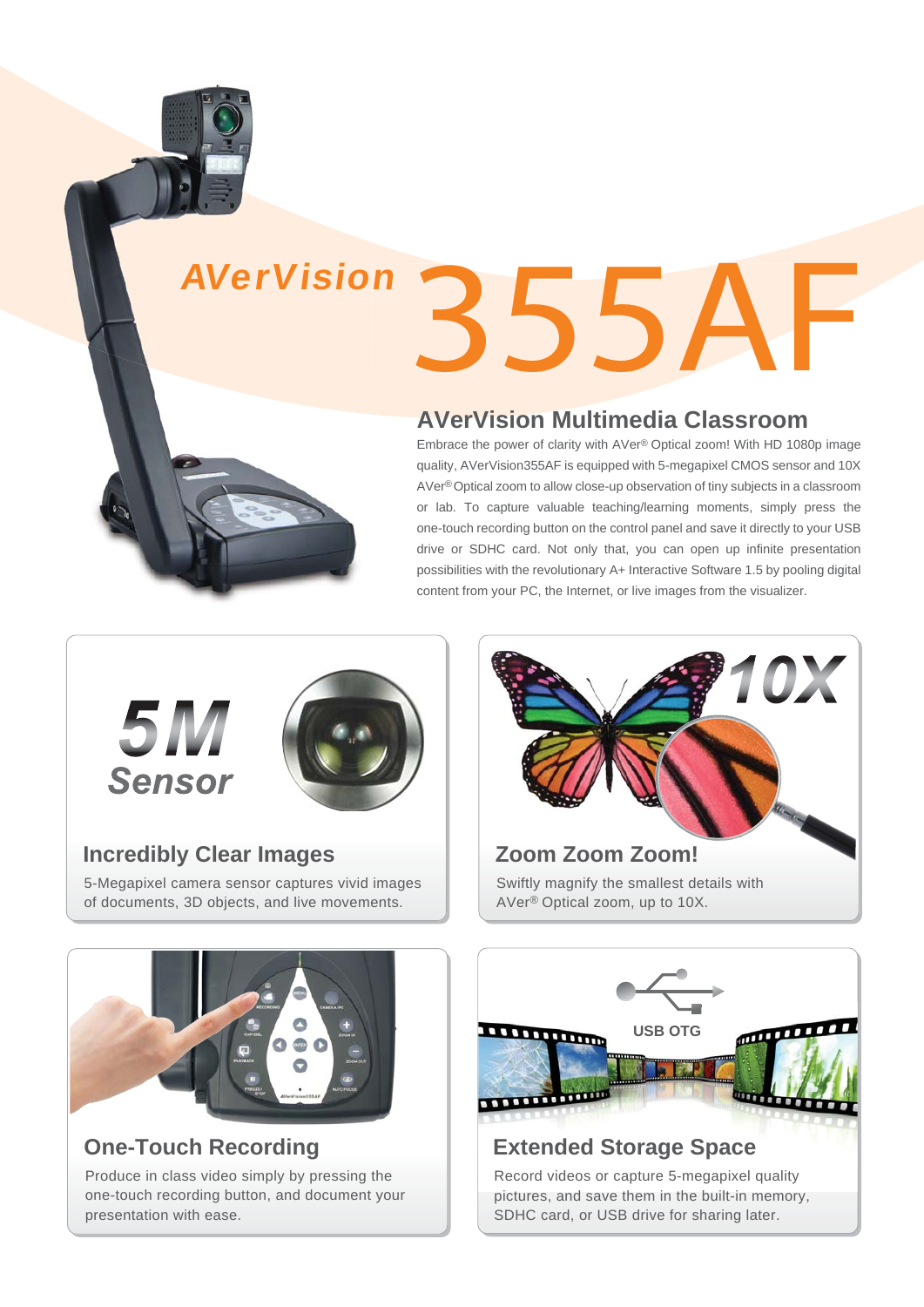# AVerVision 355AF

## AVerVision Multimedia Classroom

Embrace the power of clarity with AVer® Optical zoom! With HD 1080p image quality, AVerVision355AF is equipped with 5-megapixel CMOS sensor and 10X AVer® Optical zoom to allow close-up observation of tiny subjects in a classroom or lab. To capture valuable teaching/learning moments, simply press the one-touch recording button on the control panel and save it directly to your USB drive or SDHC card. Not only that, you can open up infinite presentation possibilities with the revolutionary A+ Interactive Software 1.5 by pooling digital content from your PC, the Internet, or live images from the visualizer.

**5M Sensor**

### Incredibly Clear Images

5-Megapixel camera sensor captures vivid images of documents, 3D objects, and live movements.

**10X**

### Zoom Zoom Zoom!

Swiftly magnify the smallest details with AVer® Optical zoom, up to 10X.

### One-Touch Recording

Produce in class video simply by pressing the one-touch recording button, and document your presentation with ease.

**USB OTG**

### Extended Storage Space

Record videos or capture 5-megapixel quality pictures, and save them in the built-in memory, SDHC card, or USB drive for sharing later.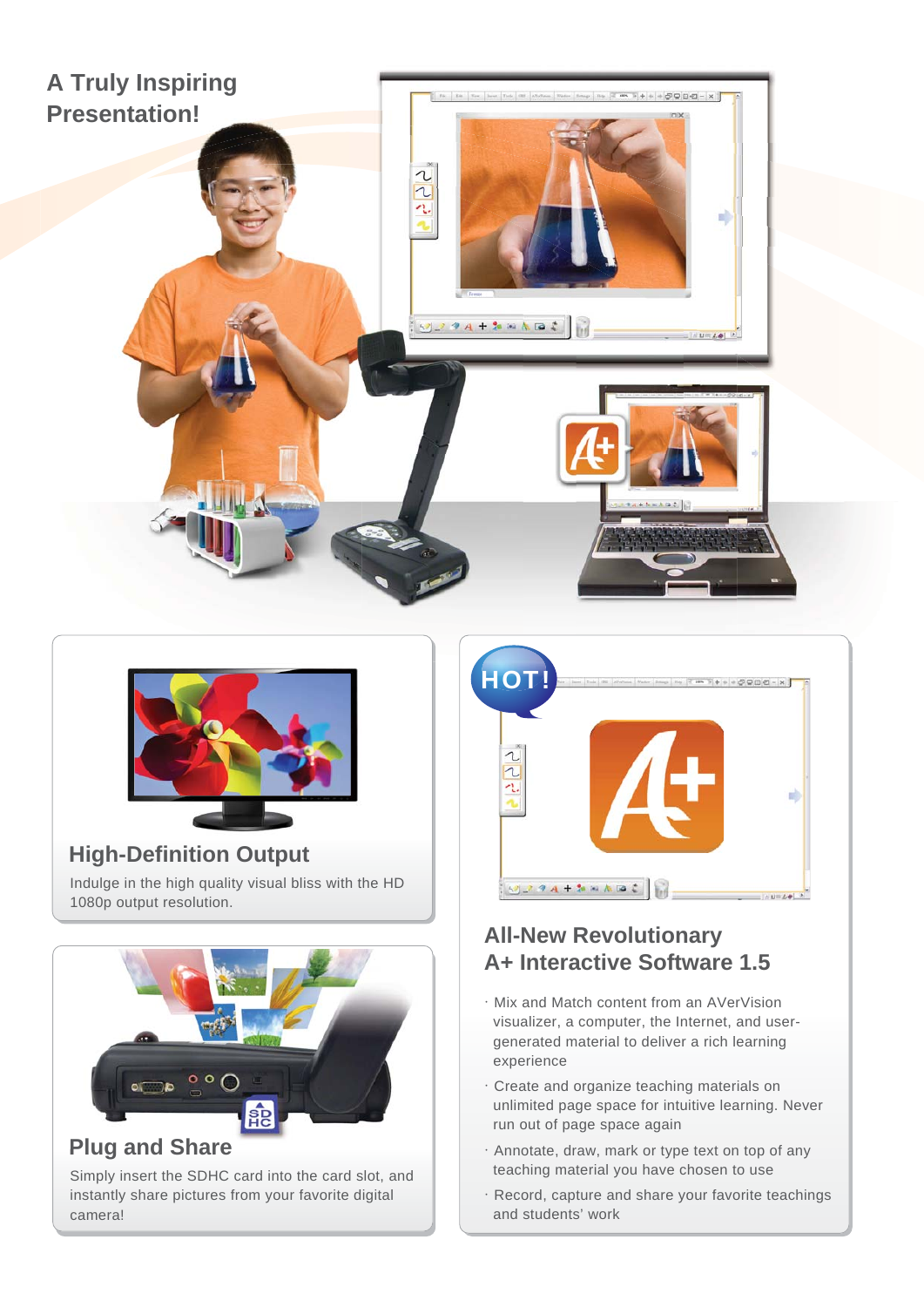## A Truly Inspiring Presentation!

### High-Definition Output

Indulge in the high quality visual bliss with the HD 1080p output resolution.

### Plug and Share

Simply insert the SDHC card into the card slot, and instantly share pictures from your favorite digital camera!

HOT!

### All-New Revolutionary A+ Interactive Software 1.5

- Mix and Match content from an AVerVision visualizer, a computer, the Internet, and user-generated material to deliver a rich learning experience
- Create and organize teaching materials on unlimited page space for intuitive learning. Never run out of page space again
- Annotate, draw, mark or type text on top of any teaching material you have chosen to use
- Record, capture and share your favorite teachings and students' work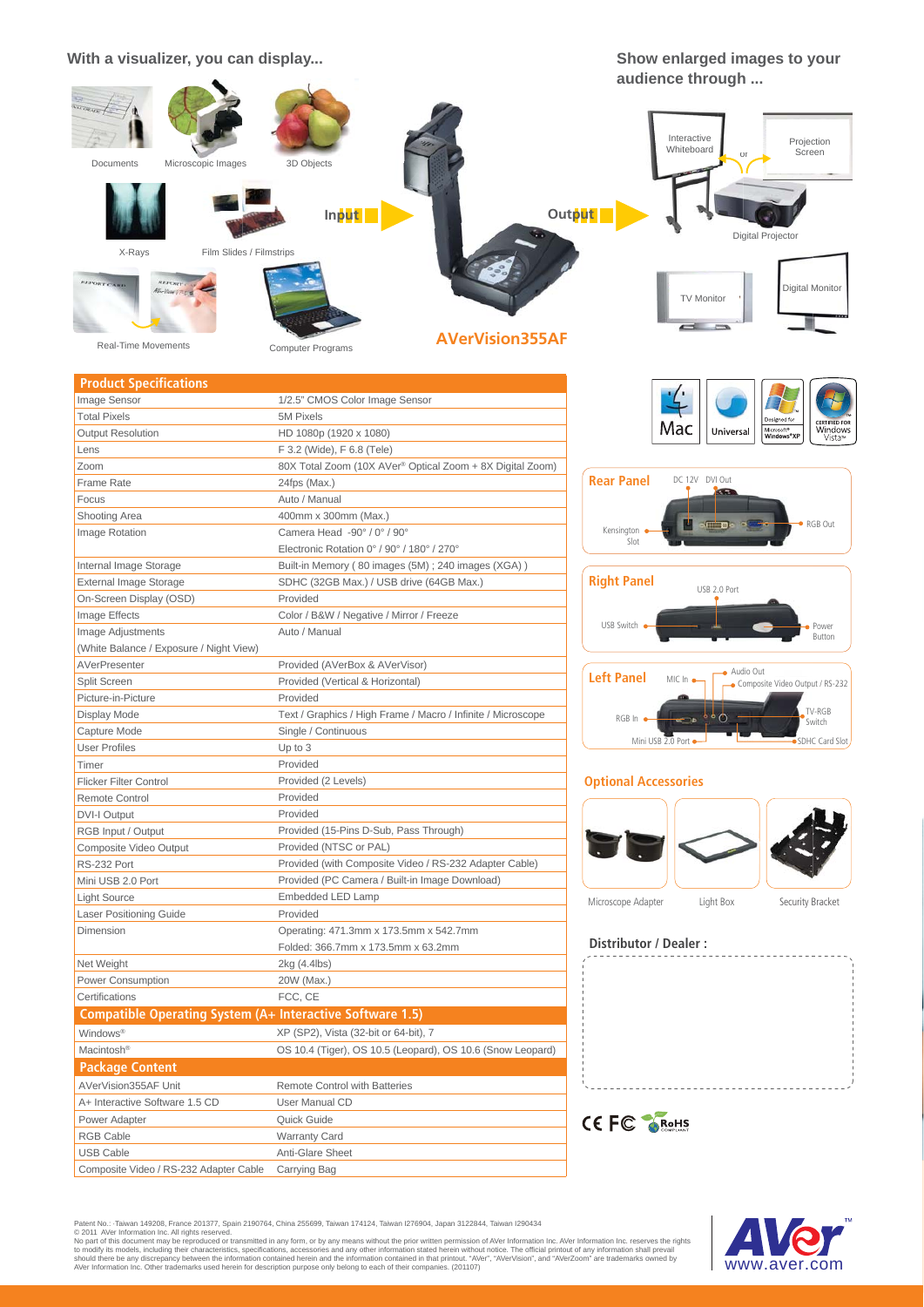## With a visualizer, you can display...

Documents

Microscopic Images

3D Objects

X-Rays

Film Slides / Filmstrips

Real-Time Movements

Computer Programs

Input

Output

AVerVision355AF

## Show enlarged images to your audience through ...

Interactive Whiteboard

or

Projection Screen

Digital Projector

TV Monitor

Digital Monitor

## Product Specifications

| | |
|---|---|
| Image Sensor | 1/2.5" CMOS Color Image Sensor |
| Total Pixels | 5M Pixels |
| Output Resolution | HD 1080p (1920 x 1080) |
| Lens | F 3.2 (Wide), F 6.8 (Tele) |
| Zoom | 80X Total Zoom (10X AVer® Optical Zoom + 8X Digital Zoom) |
| Frame Rate | 24fps (Max.) |
| Focus | Auto / Manual |
| Shooting Area | 400mm x 300mm (Max.) |
| Image Rotation | Camera Head -90° / 0° / 90° <br> Electronic Rotation 0° / 90° / 180° / 270° |
| Internal Image Storage | Built-in Memory ( 80 images (5M) ; 240 images (XGA) ) |
| External Image Storage | SDHC (32GB Max.) / USB drive (64GB Max.) |
| On-Screen Display (OSD) | Provided |
| Image Effects | Color / B&W / Negative / Mirror / Freeze |
| Image Adjustments (White Balance / Exposure / Night View) | Auto / Manual |
| AVerPresenter | Provided (AVerBox & AVerVisor) |
| Split Screen | Provided (Vertical & Horizontal) |
| Picture-in-Picture | Provided |
| Display Mode | Text / Graphics / High Frame / Macro / Infinite / Microscope |
| Capture Mode | Single / Continuous |
| User Profiles | Up to 3 |
| Timer | Provided |
| Flicker Filter Control | Provided (2 Levels) |
| Remote Control | Provided |
| DVI-I Output | Provided |
| RGB Input / Output | Provided (15-Pins D-Sub, Pass Through) |
| Composite Video Output | Provided (NTSC or PAL) |
| RS-232 Port | Provided (with Composite Video / RS-232 Adapter Cable) |
| Mini USB 2.0 Port | Provided (PC Camera / Built-in Image Download) |
| Light Source | Embedded LED Lamp |
| Laser Positioning Guide | Provided |
| Dimension | Operating: 471.3mm x 173.5mm x 542.7mm <br> Folded: 366.7mm x 173.5mm x 63.2mm |
| Net Weight | 2kg (4.4lbs) |
| Power Consumption | 20W (Max.) |
| Certifications | FCC, CE |

## Compatible Operating System (A+ Interactive Software 1.5)

| | |
|---|---|
| Windows® | XP (SP2), Vista (32-bit or 64-bit), 7 |
| Macintosh® | OS 10.4 (Tiger), OS 10.5 (Leopard), OS 10.6 (Snow Leopard) |

## Package Content

| | |
|---|---|
| AVerVision355AF Unit | Remote Control with Batteries |
| A+ Interactive Software 1.5 CD | User Manual CD |
| Power Adapter | Quick Guide |
| RGB Cable | Warranty Card |
| USB Cable | Anti-Glare Sheet |
| Composite Video / RS-232 Adapter Cable | Carrying Bag |

Mac | Universal | Designed for Microsoft® Windows® XP | CERTIFIED FOR Windows Vista™

### Rear Panel

DC 12V · DVI Out · RGB Out · Kensington Slot

### Right Panel

USB 2.0 Port · USB Switch · Power Button

### Left Panel

MIC In · Audio Out · Composite Video Output / RS-232 · RGB In · TV-RGB Switch · Mini USB 2.0 Port · SDHC Card Slot

### Optional Accessories

Microscope Adapter · Light Box · Security Bracket

**Distributor / Dealer :**

CE FC RoHS COMPLIANT

Patent No.: Taiwan 149208, France 201377, Spain 2190764, China 255699, Taiwan 174124, Taiwan I276904, Japan 3122844, Taiwan I290434
© 2011 AVer Information Inc. All rights reserved.
No part of this document may be reproduced or transmitted in any form, or by any means without the prior written permission of AVer Information Inc. AVer Information Inc. reserves the rights to modify its models, including their characteristics, specifications, accessories and any other information stated herein without notice. The official printout of any information shall prevail should there be any discrepancy between the information contained herein and the information contained in that printout. "AVer", "AVerVision", and "AVerZoom" are trademarks owned by AVer Information Inc. Other trademarks used herein for description purpose only belong to each of their companies. (201107)

AVer™ www.aver.com